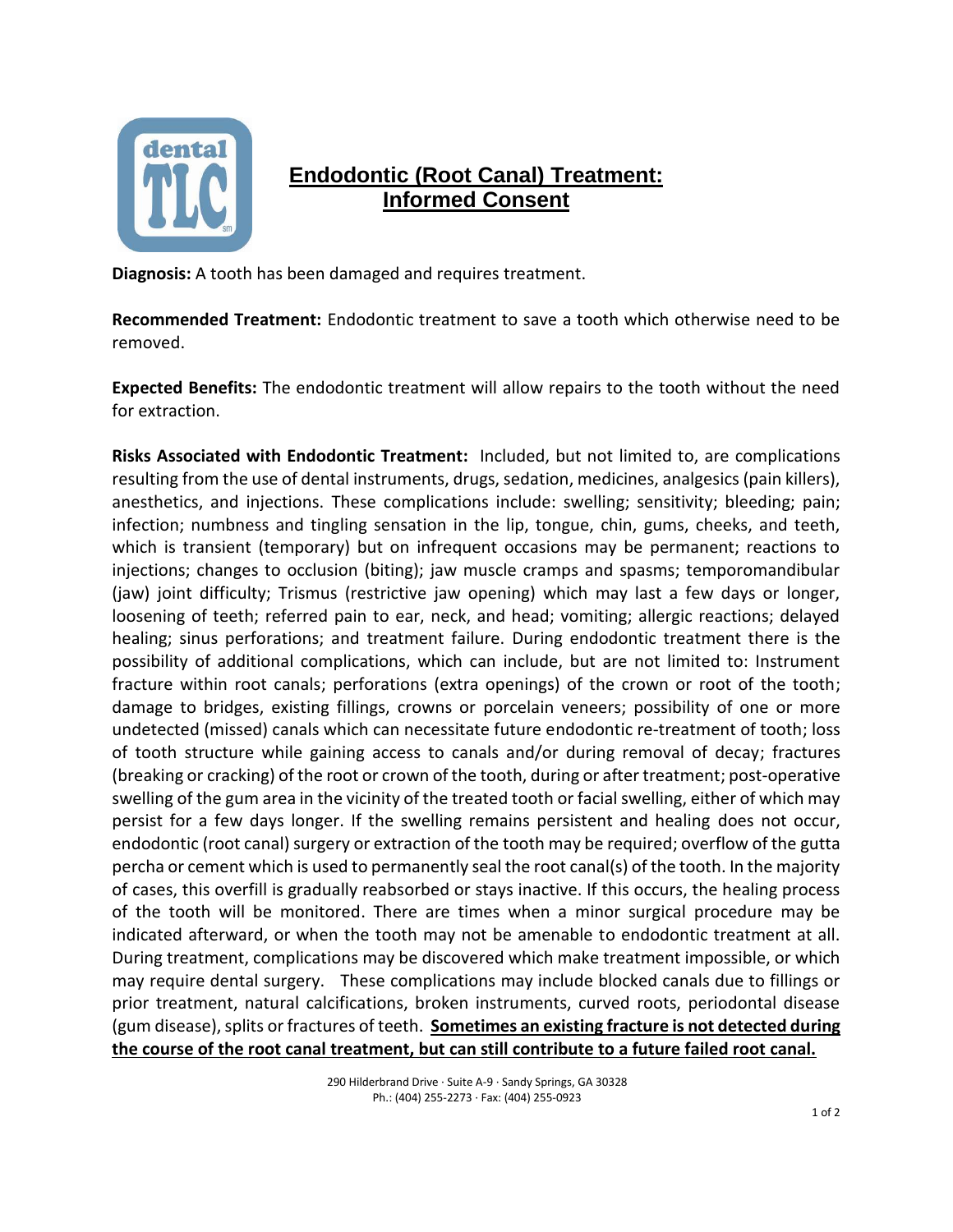# Endodontic (Root Canal) Treatment: Informed Consent

**Diagnosis:** A tooth has been damaged and requires treatment.

**Recommended Treatment:** Endodontic treatment to save a tooth which otherwise need to be removed.

**Expected Benefits:** The endodontic treatment will allow repairs to the tooth without the need for extraction.

**Risks Associated with Endodontic Treatment:** Included, but not limited to, are complications resulting from the use of dental instruments, drugs, sedation, medicines, analgesics (pain killers), anesthetics, and injections. These complications include: swelling; sensitivity; bleeding; pain; infection; numbness and tingling sensation in the lip, tongue, chin, gums, cheeks, and teeth, which is transient (temporary) but on infrequent occasions may be permanent; reactions to injections; changes to occlusion (biting); jaw muscle cramps and spasms; temporomandibular (jaw) joint difficulty; Trismus (restrictive jaw opening) which may last a few days or longer, loosening of teeth; referred pain to ear, neck, and head; vomiting; allergic reactions; delayed healing; sinus perforations; and treatment failure. During endodontic treatment there is the possibility of additional complications, which can include, but are not limited to: Instrument fracture within root canals; perforations (extra openings) of the crown or root of the tooth; damage to bridges, existing fillings, crowns or porcelain veneers; possibility of one or more undetected (missed) canals which can necessitate future endodontic re-treatment of tooth; loss of tooth structure while gaining access to canals and/or during removal of decay; fractures (breaking or cracking) of the root or crown of the tooth, during or after treatment; post-operative swelling of the gum area in the vicinity of the treated tooth or facial swelling, either of which may persist for a few days longer. If the swelling remains persistent and healing does not occur, endodontic (root canal) surgery or extraction of the tooth may be required; overflow of the gutta percha or cement which is used to permanently seal the root canal(s) of the tooth. In the majority of cases, this overfill is gradually reabsorbed or stays inactive. If this occurs, the healing process of the tooth will be monitored. There are times when a minor surgical procedure may be indicated afterward, or when the tooth may not be amenable to endodontic treatment at all. During treatment, complications may be discovered which make treatment impossible, or which may require dental surgery. These complications may include blocked canals due to fillings or prior treatment, natural calcifications, broken instruments, curved roots, periodontal disease (gum disease), splits or fractures of teeth. **Sometimes an existing fracture is not detected during the course of the root canal treatment, but can still contribute to a future failed root canal.**

290 Hilderbrand Drive · Suite A-9 · Sandy Springs, GA 30328
Ph.: (404) 255-2273 · Fax: (404) 255-0923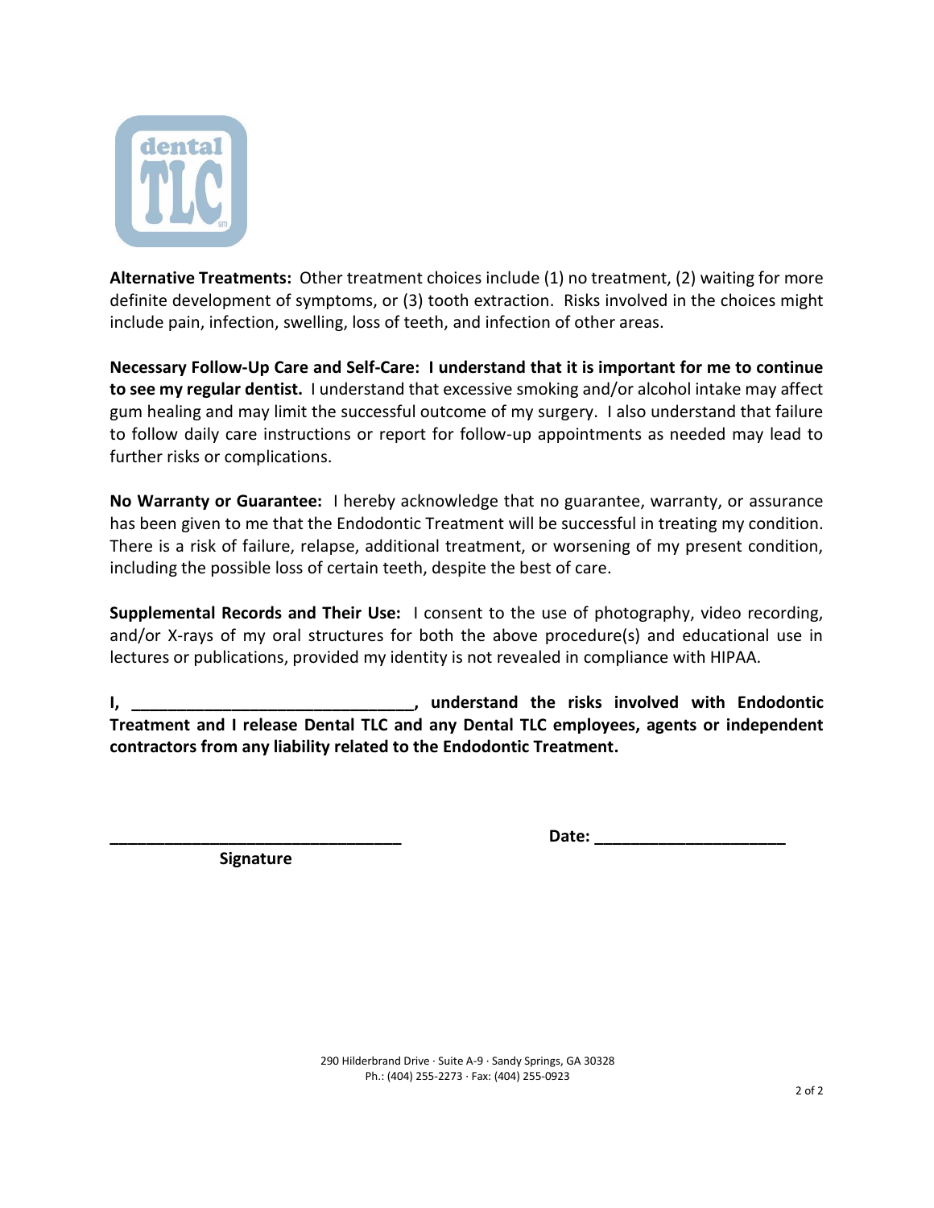**Alternative Treatments:** Other treatment choices include (1) no treatment, (2) waiting for more definite development of symptoms, or (3) tooth extraction. Risks involved in the choices might include pain, infection, swelling, loss of teeth, and infection of other areas.

**Necessary Follow-Up Care and Self-Care: I understand that it is important for me to continue to see my regular dentist.** I understand that excessive smoking and/or alcohol intake may affect gum healing and may limit the successful outcome of my surgery. I also understand that failure to follow daily care instructions or report for follow-up appointments as needed may lead to further risks or complications.

**No Warranty or Guarantee:** I hereby acknowledge that no guarantee, warranty, or assurance has been given to me that the Endodontic Treatment will be successful in treating my condition. There is a risk of failure, relapse, additional treatment, or worsening of my present condition, including the possible loss of certain teeth, despite the best of care.

**Supplemental Records and Their Use:** I consent to the use of photography, video recording, and/or X-rays of my oral structures for both the above procedure(s) and educational use in lectures or publications, provided my identity is not revealed in compliance with HIPAA.

**I, ______________________________, understand the risks involved with Endodontic Treatment and I release Dental TLC and any Dental TLC employees, agents or independent contractors from any liability related to the Endodontic Treatment.**

**________________________________** **Date: ____________________**

**Signature**

290 Hilderbrand Drive · Suite A-9 · Sandy Springs, GA 30328
Ph.: (404) 255-2273 · Fax: (404) 255-0923